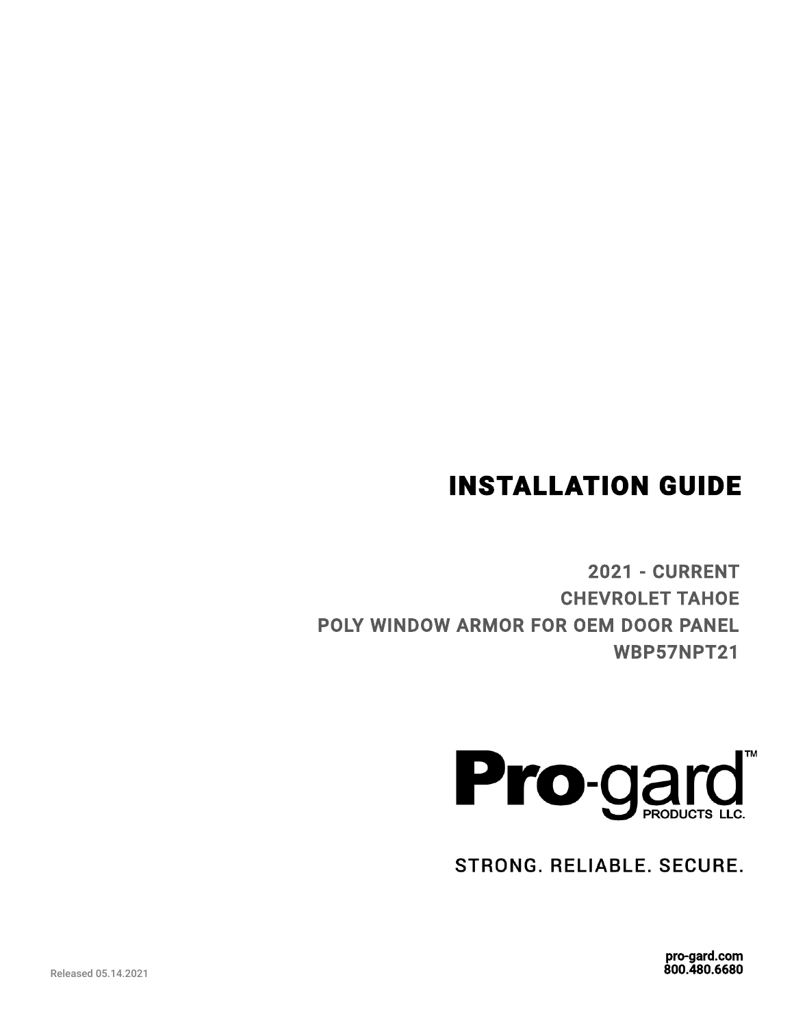# INSTALLATION GUIDE

**2021 - CURRENT**
**CHEVROLET TAHOE**
**POLY WINDOW ARMOR FOR OEM DOOR PANEL**
**WBP57NPT21**

Pro-gard™ PRODUCTS LLC.

STRONG. RELIABLE. SECURE.

pro-gard.com
800.480.6680

Released 05.14.2021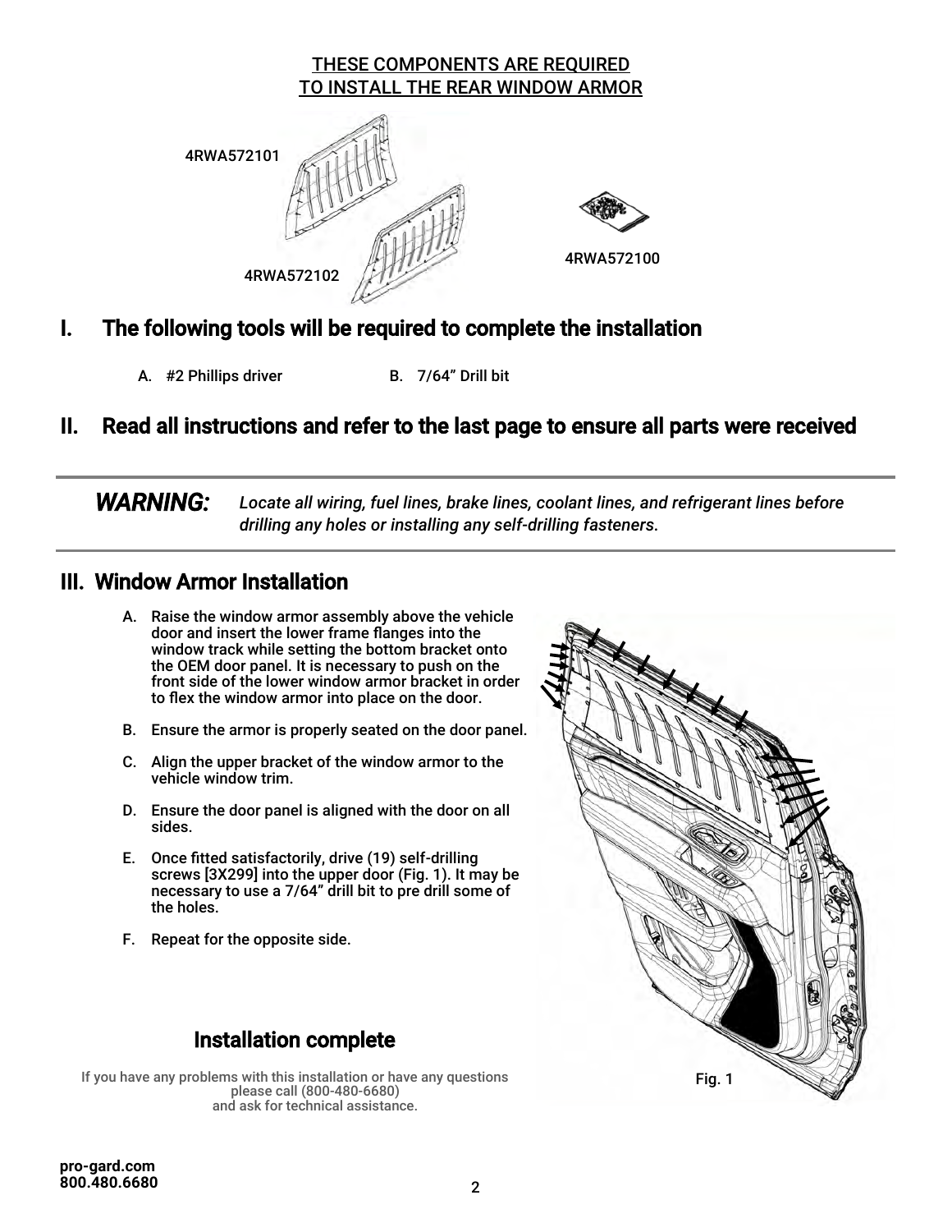THESE COMPONENTS ARE REQUIRED
TO INSTALL THE REAR WINDOW ARMOR

4RWA572101

4RWA572102

4RWA572100

## I. The following tools will be required to complete the installation

A. #2 Phillips driver

B. 7/64" Drill bit

## II. Read all instructions and refer to the last page to ensure all parts were received

***WARNING:*** *Locate all wiring, fuel lines, brake lines, coolant lines, and refrigerant lines before drilling any holes or installing any self-drilling fasteners.*

## III. Window Armor Installation

A. Raise the window armor assembly above the vehicle door and insert the lower frame flanges into the window track while setting the bottom bracket onto the OEM door panel. It is necessary to push on the front side of the lower window armor bracket in order to flex the window armor into place on the door.

B. Ensure the armor is properly seated on the door panel.

C. Align the upper bracket of the window armor to the vehicle window trim.

D. Ensure the door panel is aligned with the door on all sides.

E. Once fitted satisfactorily, drive (19) self-drilling screws [3X299] into the upper door (Fig. 1). It may be necessary to use a 7/64" drill bit to pre drill some of the holes.

F. Repeat for the opposite side.

Fig. 1

## Installation complete

If you have any problems with this installation or have any questions please call (800-480-6680) and ask for technical assistance.

pro-gard.com
800.480.6680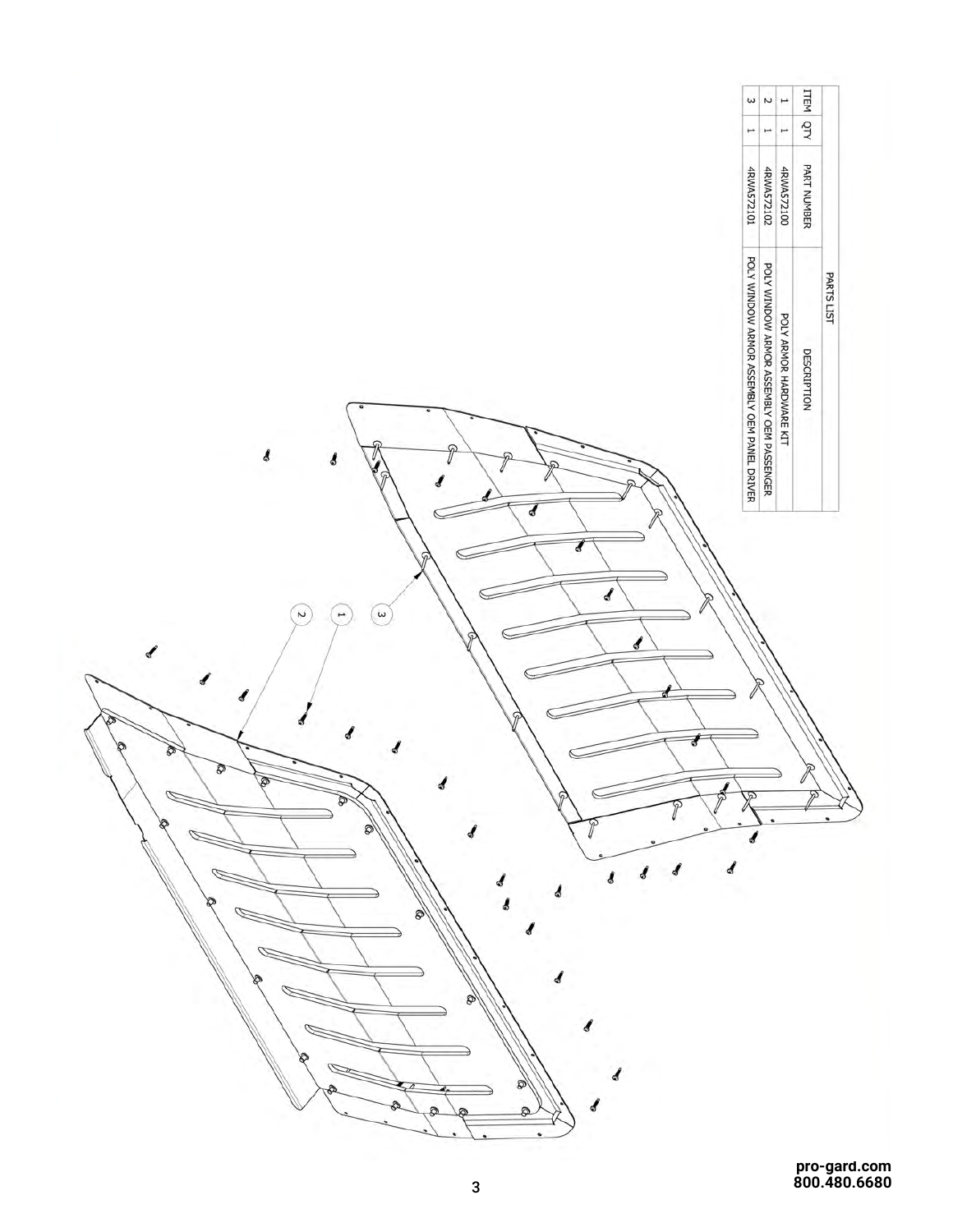| PARTS LIST | | | |
| --- | --- | --- | --- |
| ITEM | QTY | PART NUMBER | DESCRIPTION |
| 1 | 1 | 4RJWA572100 | POLY ARMOR HARDWARE KIT |
| 2 | 1 | 4RJWA572102 | POLY WINDOW ARMOR ASSEMBLY OEM PASSENGER |
| 3 | 1 | 4RJWA572101 | POLY WINDOW ARMOR ASSEMBLY OEM PANEL DRIVER |

3

1

2

pro-gard.com
800.480.6680